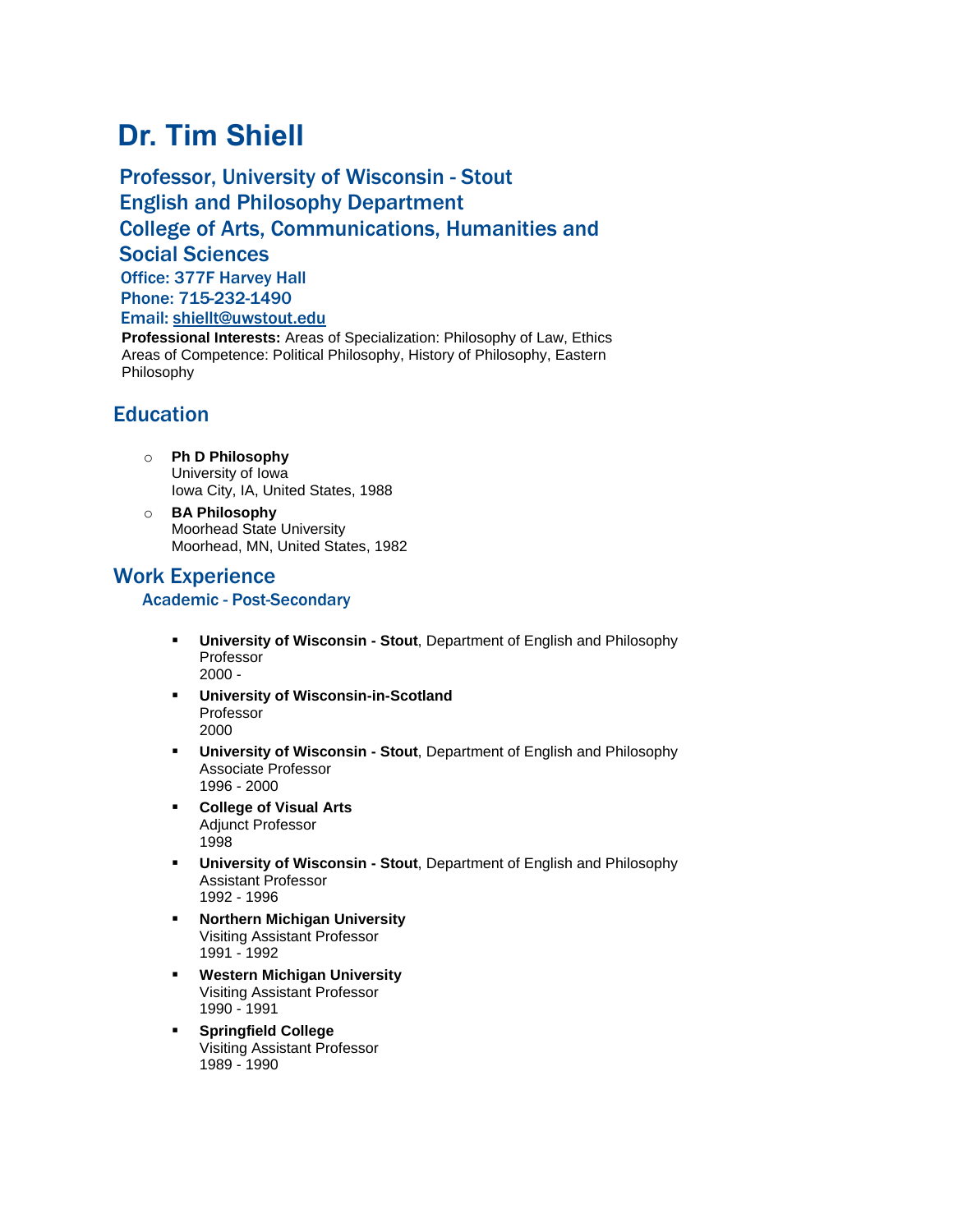# Dr. Tim Shiell

## Professor, University of Wisconsin - Stout
## English and Philosophy Department
## College of Arts, Communications, Humanities and Social Sciences

**Office: 377F Harvey Hall**
**Phone: 715-232-1490**
**Email: shiellt@uwstout.edu**

**Professional Interests:** Areas of Specialization: Philosophy of Law, Ethics
Areas of Competence: Political Philosophy, History of Philosophy, Eastern Philosophy

## Education

- **Ph D Philosophy**
  University of Iowa
  Iowa City, IA, United States, 1988
- **BA Philosophy**
  Moorhead State University
  Moorhead, MN, United States, 1982

## Work Experience

### Academic - Post-Secondary

- **University of Wisconsin - Stout**, Department of English and Philosophy
  Professor
  2000 -
- **University of Wisconsin-in-Scotland**
  Professor
  2000
- **University of Wisconsin - Stout**, Department of English and Philosophy
  Associate Professor
  1996 - 2000
- **College of Visual Arts**
  Adjunct Professor
  1998
- **University of Wisconsin - Stout**, Department of English and Philosophy
  Assistant Professor
  1992 - 1996
- **Northern Michigan University**
  Visiting Assistant Professor
  1991 - 1992
- **Western Michigan University**
  Visiting Assistant Professor
  1990 - 1991
- **Springfield College**
  Visiting Assistant Professor
  1989 - 1990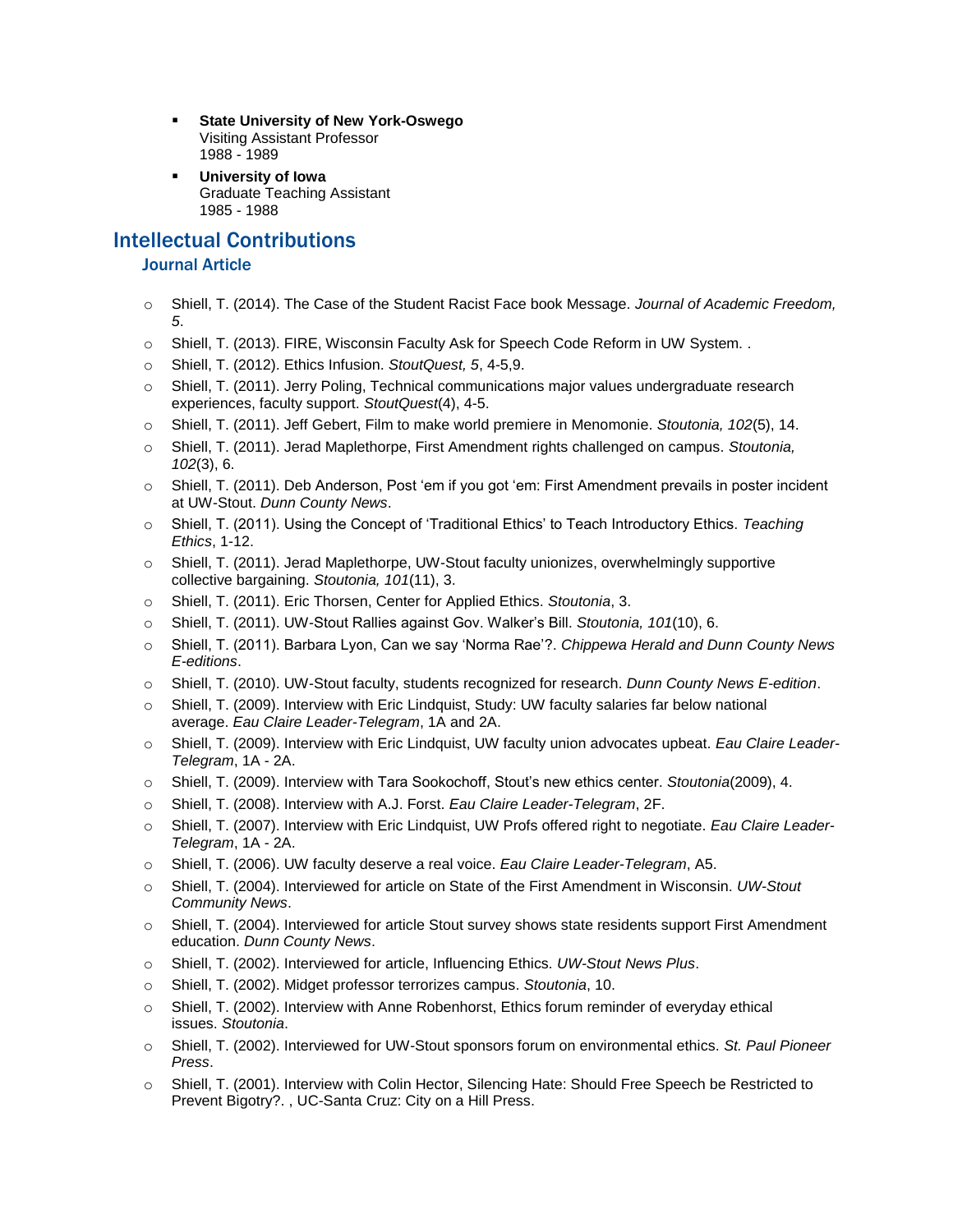- **State University of New York-Oswego**
  Visiting Assistant Professor
  1988 - 1989
- **University of Iowa**
  Graduate Teaching Assistant
  1985 - 1988

## Intellectual Contributions

### Journal Article

- Shiell, T. (2014). The Case of the Student Racist Face book Message. *Journal of Academic Freedom, 5*.
- Shiell, T. (2013). FIRE, Wisconsin Faculty Ask for Speech Code Reform in UW System. .
- Shiell, T. (2012). Ethics Infusion. *StoutQuest, 5*, 4-5,9.
- Shiell, T. (2011). Jerry Poling, Technical communications major values undergraduate research experiences, faculty support. *StoutQuest*(4), 4-5.
- Shiell, T. (2011). Jeff Gebert, Film to make world premiere in Menomonie. *Stoutonia, 102*(5), 14.
- Shiell, T. (2011). Jerad Maplethorpe, First Amendment rights challenged on campus. *Stoutonia, 102*(3), 6.
- Shiell, T. (2011). Deb Anderson, Post 'em if you got 'em: First Amendment prevails in poster incident at UW-Stout. *Dunn County News*.
- Shiell, T. (2011). Using the Concept of 'Traditional Ethics' to Teach Introductory Ethics. *Teaching Ethics*, 1-12.
- Shiell, T. (2011). Jerad Maplethorpe, UW-Stout faculty unionizes, overwhelmingly supportive collective bargaining. *Stoutonia, 101*(11), 3.
- Shiell, T. (2011). Eric Thorsen, Center for Applied Ethics. *Stoutonia*, 3.
- Shiell, T. (2011). UW-Stout Rallies against Gov. Walker's Bill. *Stoutonia, 101*(10), 6.
- Shiell, T. (2011). Barbara Lyon, Can we say 'Norma Rae'?. *Chippewa Herald and Dunn County News E-editions*.
- Shiell, T. (2010). UW-Stout faculty, students recognized for research. *Dunn County News E-edition*.
- Shiell, T. (2009). Interview with Eric Lindquist, Study: UW faculty salaries far below national average. *Eau Claire Leader-Telegram*, 1A and 2A.
- Shiell, T. (2009). Interview with Eric Lindquist, UW faculty union advocates upbeat. *Eau Claire Leader-Telegram*, 1A - 2A.
- Shiell, T. (2009). Interview with Tara Sookochoff, Stout's new ethics center. *Stoutonia*(2009), 4.
- Shiell, T. (2008). Interview with A.J. Forst. *Eau Claire Leader-Telegram*, 2F.
- Shiell, T. (2007). Interview with Eric Lindquist, UW Profs offered right to negotiate. *Eau Claire Leader-Telegram*, 1A - 2A.
- Shiell, T. (2006). UW faculty deserve a real voice. *Eau Claire Leader-Telegram*, A5.
- Shiell, T. (2004). Interviewed for article on State of the First Amendment in Wisconsin. *UW-Stout Community News*.
- Shiell, T. (2004). Interviewed for article Stout survey shows state residents support First Amendment education. *Dunn County News*.
- Shiell, T. (2002). Interviewed for article, Influencing Ethics. *UW-Stout News Plus*.
- Shiell, T. (2002). Midget professor terrorizes campus. *Stoutonia*, 10.
- Shiell, T. (2002). Interview with Anne Robenhorst, Ethics forum reminder of everyday ethical issues. *Stoutonia*.
- Shiell, T. (2002). Interviewed for UW-Stout sponsors forum on environmental ethics. *St. Paul Pioneer Press*.
- Shiell, T. (2001). Interview with Colin Hector, Silencing Hate: Should Free Speech be Restricted to Prevent Bigotry?. , UC-Santa Cruz: City on a Hill Press.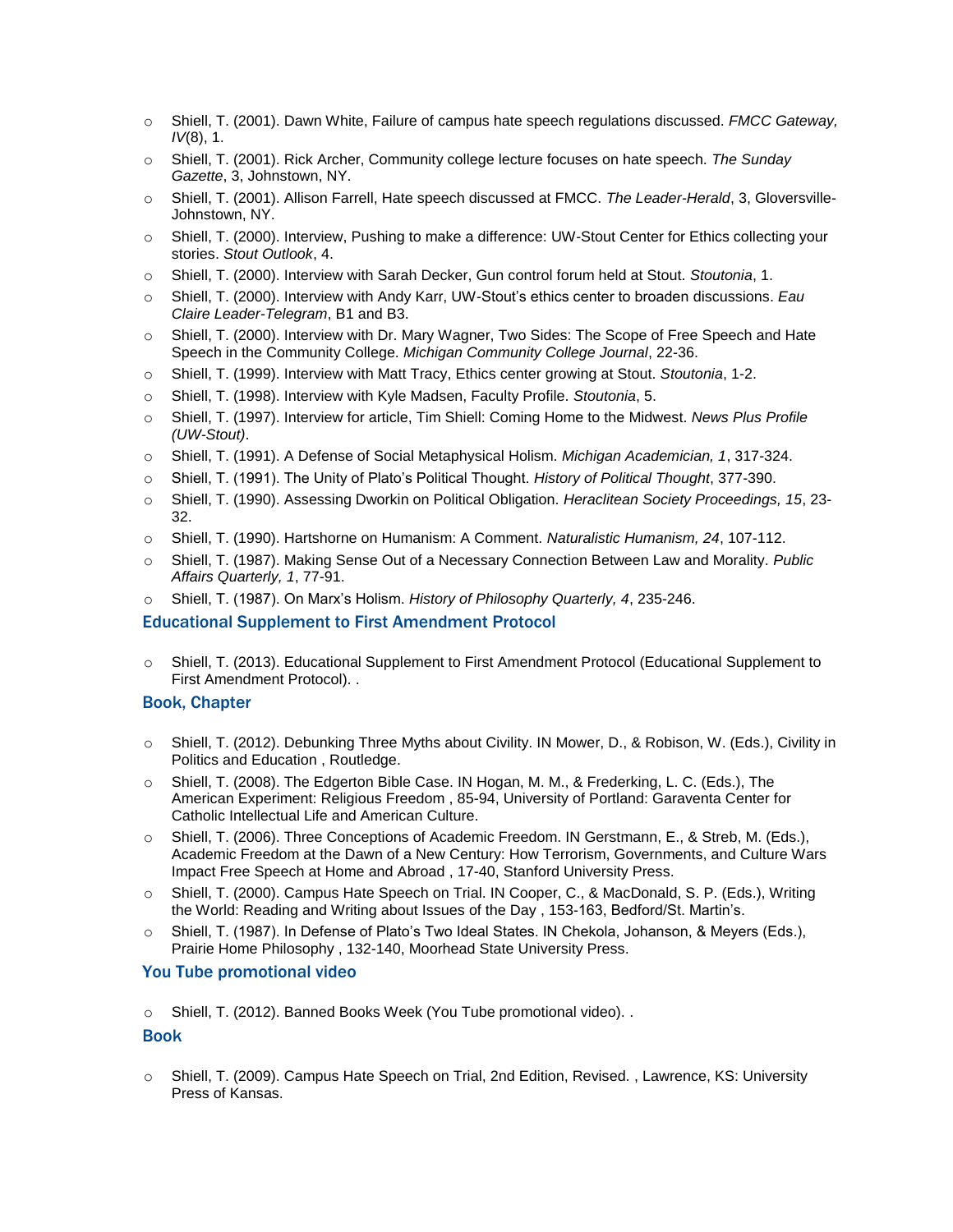- Shiell, T. (2001). Dawn White, Failure of campus hate speech regulations discussed. *FMCC Gateway, IV*(8), 1.
- Shiell, T. (2001). Rick Archer, Community college lecture focuses on hate speech. *The Sunday Gazette*, 3, Johnstown, NY.
- Shiell, T. (2001). Allison Farrell, Hate speech discussed at FMCC. *The Leader-Herald*, 3, Gloversville-Johnstown, NY.
- Shiell, T. (2000). Interview, Pushing to make a difference: UW-Stout Center for Ethics collecting your stories. *Stout Outlook*, 4.
- Shiell, T. (2000). Interview with Sarah Decker, Gun control forum held at Stout. *Stoutonia*, 1.
- Shiell, T. (2000). Interview with Andy Karr, UW-Stout's ethics center to broaden discussions. *Eau Claire Leader-Telegram*, B1 and B3.
- Shiell, T. (2000). Interview with Dr. Mary Wagner, Two Sides: The Scope of Free Speech and Hate Speech in the Community College. *Michigan Community College Journal*, 22-36.
- Shiell, T. (1999). Interview with Matt Tracy, Ethics center growing at Stout. *Stoutonia*, 1-2.
- Shiell, T. (1998). Interview with Kyle Madsen, Faculty Profile. *Stoutonia*, 5.
- Shiell, T. (1997). Interview for article, Tim Shiell: Coming Home to the Midwest. *News Plus Profile (UW-Stout)*.
- Shiell, T. (1991). A Defense of Social Metaphysical Holism. *Michigan Academician, 1*, 317-324.
- Shiell, T. (1991). The Unity of Plato's Political Thought. *History of Political Thought*, 377-390.
- Shiell, T. (1990). Assessing Dworkin on Political Obligation. *Heraclitean Society Proceedings, 15*, 23-32.
- Shiell, T. (1990). Hartshorne on Humanism: A Comment. *Naturalistic Humanism, 24*, 107-112.
- Shiell, T. (1987). Making Sense Out of a Necessary Connection Between Law and Morality. *Public Affairs Quarterly, 1*, 77-91.
- Shiell, T. (1987). On Marx's Holism. *History of Philosophy Quarterly, 4*, 235-246.

### Educational Supplement to First Amendment Protocol

- Shiell, T. (2013). Educational Supplement to First Amendment Protocol (Educational Supplement to First Amendment Protocol). .

### Book, Chapter

- Shiell, T. (2012). Debunking Three Myths about Civility. IN Mower, D., & Robison, W. (Eds.), Civility in Politics and Education , Routledge.
- Shiell, T. (2008). The Edgerton Bible Case. IN Hogan, M. M., & Frederking, L. C. (Eds.), The American Experiment: Religious Freedom , 85-94, University of Portland: Garaventa Center for Catholic Intellectual Life and American Culture.
- Shiell, T. (2006). Three Conceptions of Academic Freedom. IN Gerstmann, E., & Streb, M. (Eds.), Academic Freedom at the Dawn of a New Century: How Terrorism, Governments, and Culture Wars Impact Free Speech at Home and Abroad , 17-40, Stanford University Press.
- Shiell, T. (2000). Campus Hate Speech on Trial. IN Cooper, C., & MacDonald, S. P. (Eds.), Writing the World: Reading and Writing about Issues of the Day , 153-163, Bedford/St. Martin's.
- Shiell, T. (1987). In Defense of Plato's Two Ideal States. IN Chekola, Johanson, & Meyers (Eds.), Prairie Home Philosophy , 132-140, Moorhead State University Press.

### You Tube promotional video

- Shiell, T. (2012). Banned Books Week (You Tube promotional video). .

### Book

- Shiell, T. (2009). Campus Hate Speech on Trial, 2nd Edition, Revised. , Lawrence, KS: University Press of Kansas.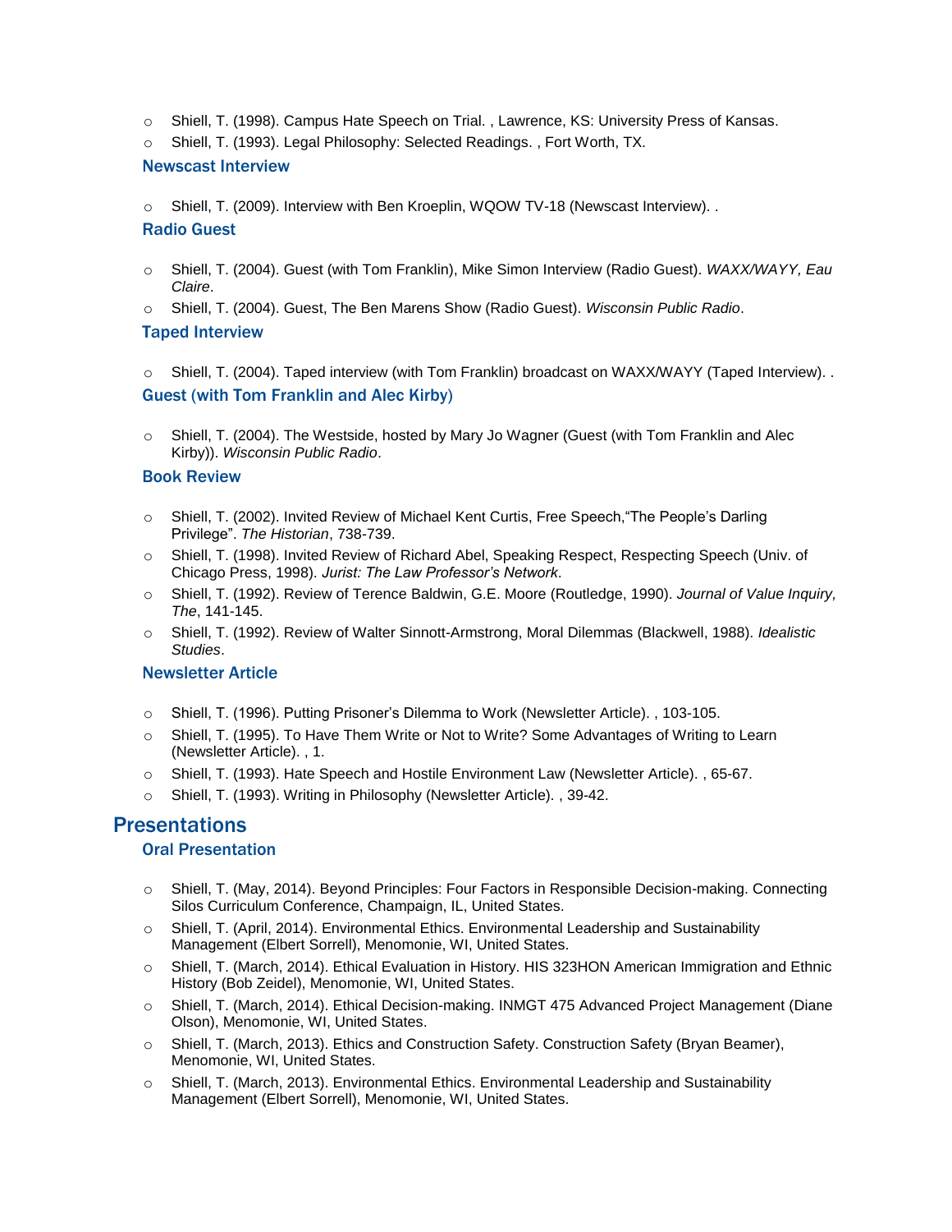- Shiell, T. (1998). Campus Hate Speech on Trial. , Lawrence, KS: University Press of Kansas.
- Shiell, T. (1993). Legal Philosophy: Selected Readings. , Fort Worth, TX.

### Newscast Interview

- Shiell, T. (2009). Interview with Ben Kroeplin, WQOW TV-18 (Newscast Interview). .

### Radio Guest

- Shiell, T. (2004). Guest (with Tom Franklin), Mike Simon Interview (Radio Guest). *WAXX/WAYY, Eau Claire*.
- Shiell, T. (2004). Guest, The Ben Marens Show (Radio Guest). *Wisconsin Public Radio*.

### Taped Interview

- Shiell, T. (2004). Taped interview (with Tom Franklin) broadcast on WAXX/WAYY (Taped Interview). .

### Guest (with Tom Franklin and Alec Kirby)

- Shiell, T. (2004). The Westside, hosted by Mary Jo Wagner (Guest (with Tom Franklin and Alec Kirby)). *Wisconsin Public Radio*.

### Book Review

- Shiell, T. (2002). Invited Review of Michael Kent Curtis, Free Speech,"The People's Darling Privilege". *The Historian*, 738-739.
- Shiell, T. (1998). Invited Review of Richard Abel, Speaking Respect, Respecting Speech (Univ. of Chicago Press, 1998). *Jurist: The Law Professor's Network*.
- Shiell, T. (1992). Review of Terence Baldwin, G.E. Moore (Routledge, 1990). *Journal of Value Inquiry, The*, 141-145.
- Shiell, T. (1992). Review of Walter Sinnott-Armstrong, Moral Dilemmas (Blackwell, 1988). *Idealistic Studies*.

### Newsletter Article

- Shiell, T. (1996). Putting Prisoner's Dilemma to Work (Newsletter Article). , 103-105.
- Shiell, T. (1995). To Have Them Write or Not to Write? Some Advantages of Writing to Learn (Newsletter Article). , 1.
- Shiell, T. (1993). Hate Speech and Hostile Environment Law (Newsletter Article). , 65-67.
- Shiell, T. (1993). Writing in Philosophy (Newsletter Article). , 39-42.

## Presentations

### Oral Presentation

- Shiell, T. (May, 2014). Beyond Principles: Four Factors in Responsible Decision-making. Connecting Silos Curriculum Conference, Champaign, IL, United States.
- Shiell, T. (April, 2014). Environmental Ethics. Environmental Leadership and Sustainability Management (Elbert Sorrell), Menomonie, WI, United States.
- Shiell, T. (March, 2014). Ethical Evaluation in History. HIS 323HON American Immigration and Ethnic History (Bob Zeidel), Menomonie, WI, United States.
- Shiell, T. (March, 2014). Ethical Decision-making. INMGT 475 Advanced Project Management (Diane Olson), Menomonie, WI, United States.
- Shiell, T. (March, 2013). Ethics and Construction Safety. Construction Safety (Bryan Beamer), Menomonie, WI, United States.
- Shiell, T. (March, 2013). Environmental Ethics. Environmental Leadership and Sustainability Management (Elbert Sorrell), Menomonie, WI, United States.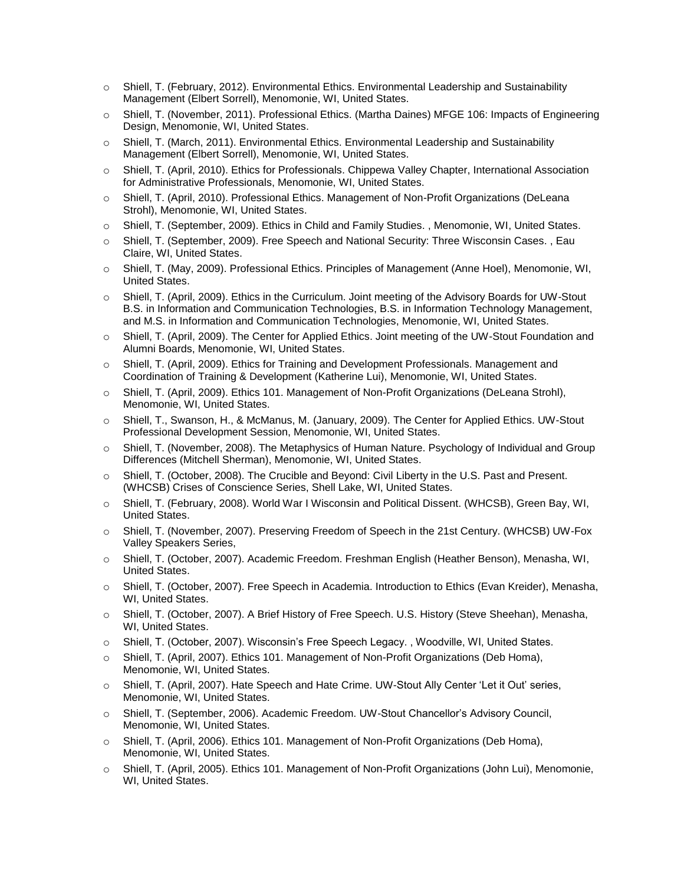- Shiell, T. (February, 2012). Environmental Ethics. Environmental Leadership and Sustainability Management (Elbert Sorrell), Menomonie, WI, United States.
- Shiell, T. (November, 2011). Professional Ethics. (Martha Daines) MFGE 106: Impacts of Engineering Design, Menomonie, WI, United States.
- Shiell, T. (March, 2011). Environmental Ethics. Environmental Leadership and Sustainability Management (Elbert Sorrell), Menomonie, WI, United States.
- Shiell, T. (April, 2010). Ethics for Professionals. Chippewa Valley Chapter, International Association for Administrative Professionals, Menomonie, WI, United States.
- Shiell, T. (April, 2010). Professional Ethics. Management of Non-Profit Organizations (DeLeana Strohl), Menomonie, WI, United States.
- Shiell, T. (September, 2009). Ethics in Child and Family Studies. , Menomonie, WI, United States.
- Shiell, T. (September, 2009). Free Speech and National Security: Three Wisconsin Cases. , Eau Claire, WI, United States.
- Shiell, T. (May, 2009). Professional Ethics. Principles of Management (Anne Hoel), Menomonie, WI, United States.
- Shiell, T. (April, 2009). Ethics in the Curriculum. Joint meeting of the Advisory Boards for UW-Stout B.S. in Information and Communication Technologies, B.S. in Information Technology Management, and M.S. in Information and Communication Technologies, Menomonie, WI, United States.
- Shiell, T. (April, 2009). The Center for Applied Ethics. Joint meeting of the UW-Stout Foundation and Alumni Boards, Menomonie, WI, United States.
- Shiell, T. (April, 2009). Ethics for Training and Development Professionals. Management and Coordination of Training & Development (Katherine Lui), Menomonie, WI, United States.
- Shiell, T. (April, 2009). Ethics 101. Management of Non-Profit Organizations (DeLeana Strohl), Menomonie, WI, United States.
- Shiell, T., Swanson, H., & McManus, M. (January, 2009). The Center for Applied Ethics. UW-Stout Professional Development Session, Menomonie, WI, United States.
- Shiell, T. (November, 2008). The Metaphysics of Human Nature. Psychology of Individual and Group Differences (Mitchell Sherman), Menomonie, WI, United States.
- Shiell, T. (October, 2008). The Crucible and Beyond: Civil Liberty in the U.S. Past and Present. (WHCSB) Crises of Conscience Series, Shell Lake, WI, United States.
- Shiell, T. (February, 2008). World War I Wisconsin and Political Dissent. (WHCSB), Green Bay, WI, United States.
- Shiell, T. (November, 2007). Preserving Freedom of Speech in the 21st Century. (WHCSB) UW-Fox Valley Speakers Series,
- Shiell, T. (October, 2007). Academic Freedom. Freshman English (Heather Benson), Menasha, WI, United States.
- Shiell, T. (October, 2007). Free Speech in Academia. Introduction to Ethics (Evan Kreider), Menasha, WI, United States.
- Shiell, T. (October, 2007). A Brief History of Free Speech. U.S. History (Steve Sheehan), Menasha, WI, United States.
- Shiell, T. (October, 2007). Wisconsin's Free Speech Legacy. , Woodville, WI, United States.
- Shiell, T. (April, 2007). Ethics 101. Management of Non-Profit Organizations (Deb Homa), Menomonie, WI, United States.
- Shiell, T. (April, 2007). Hate Speech and Hate Crime. UW-Stout Ally Center 'Let it Out' series, Menomonie, WI, United States.
- Shiell, T. (September, 2006). Academic Freedom. UW-Stout Chancellor's Advisory Council, Menomonie, WI, United States.
- Shiell, T. (April, 2006). Ethics 101. Management of Non-Profit Organizations (Deb Homa), Menomonie, WI, United States.
- Shiell, T. (April, 2005). Ethics 101. Management of Non-Profit Organizations (John Lui), Menomonie, WI, United States.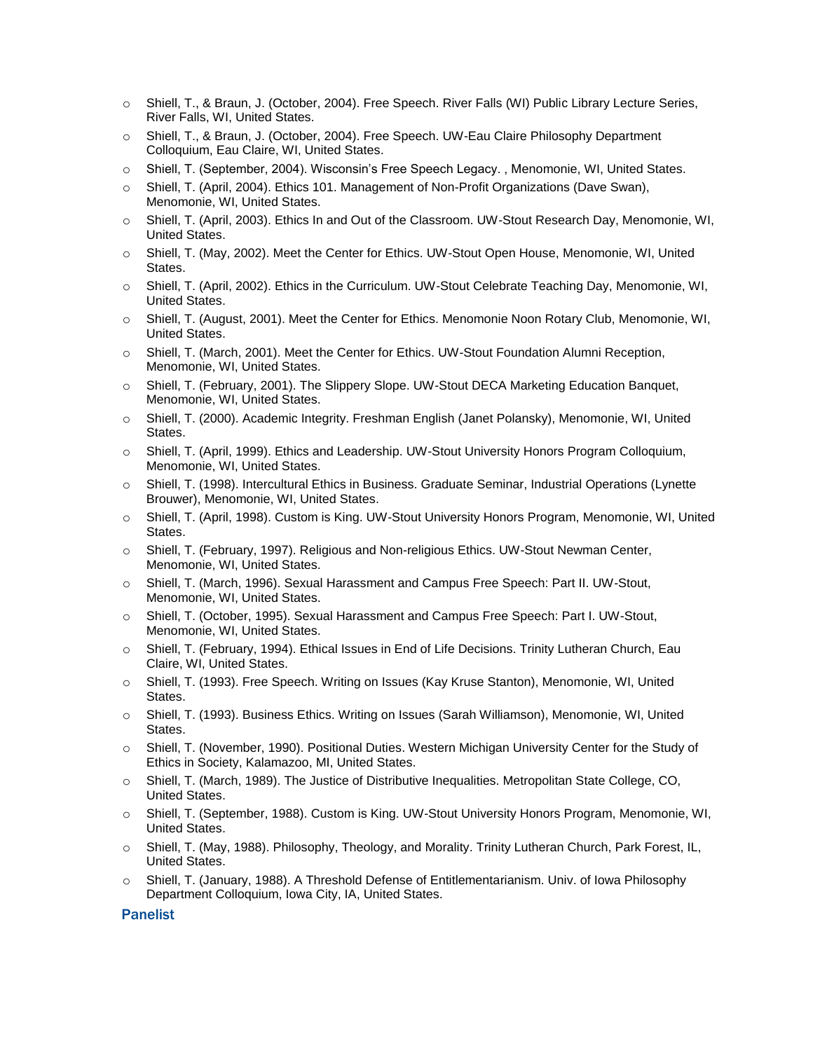- Shiell, T., & Braun, J. (October, 2004). Free Speech. River Falls (WI) Public Library Lecture Series, River Falls, WI, United States.
- Shiell, T., & Braun, J. (October, 2004). Free Speech. UW-Eau Claire Philosophy Department Colloquium, Eau Claire, WI, United States.
- Shiell, T. (September, 2004). Wisconsin's Free Speech Legacy. , Menomonie, WI, United States.
- Shiell, T. (April, 2004). Ethics 101. Management of Non-Profit Organizations (Dave Swan), Menomonie, WI, United States.
- Shiell, T. (April, 2003). Ethics In and Out of the Classroom. UW-Stout Research Day, Menomonie, WI, United States.
- Shiell, T. (May, 2002). Meet the Center for Ethics. UW-Stout Open House, Menomonie, WI, United States.
- Shiell, T. (April, 2002). Ethics in the Curriculum. UW-Stout Celebrate Teaching Day, Menomonie, WI, United States.
- Shiell, T. (August, 2001). Meet the Center for Ethics. Menomonie Noon Rotary Club, Menomonie, WI, United States.
- Shiell, T. (March, 2001). Meet the Center for Ethics. UW-Stout Foundation Alumni Reception, Menomonie, WI, United States.
- Shiell, T. (February, 2001). The Slippery Slope. UW-Stout DECA Marketing Education Banquet, Menomonie, WI, United States.
- Shiell, T. (2000). Academic Integrity. Freshman English (Janet Polansky), Menomonie, WI, United States.
- Shiell, T. (April, 1999). Ethics and Leadership. UW-Stout University Honors Program Colloquium, Menomonie, WI, United States.
- Shiell, T. (1998). Intercultural Ethics in Business. Graduate Seminar, Industrial Operations (Lynette Brouwer), Menomonie, WI, United States.
- Shiell, T. (April, 1998). Custom is King. UW-Stout University Honors Program, Menomonie, WI, United States.
- Shiell, T. (February, 1997). Religious and Non-religious Ethics. UW-Stout Newman Center, Menomonie, WI, United States.
- Shiell, T. (March, 1996). Sexual Harassment and Campus Free Speech: Part II. UW-Stout, Menomonie, WI, United States.
- Shiell, T. (October, 1995). Sexual Harassment and Campus Free Speech: Part I. UW-Stout, Menomonie, WI, United States.
- Shiell, T. (February, 1994). Ethical Issues in End of Life Decisions. Trinity Lutheran Church, Eau Claire, WI, United States.
- Shiell, T. (1993). Free Speech. Writing on Issues (Kay Kruse Stanton), Menomonie, WI, United States.
- Shiell, T. (1993). Business Ethics. Writing on Issues (Sarah Williamson), Menomonie, WI, United States.
- Shiell, T. (November, 1990). Positional Duties. Western Michigan University Center for the Study of Ethics in Society, Kalamazoo, MI, United States.
- Shiell, T. (March, 1989). The Justice of Distributive Inequalities. Metropolitan State College, CO, United States.
- Shiell, T. (September, 1988). Custom is King. UW-Stout University Honors Program, Menomonie, WI, United States.
- Shiell, T. (May, 1988). Philosophy, Theology, and Morality. Trinity Lutheran Church, Park Forest, IL, United States.
- Shiell, T. (January, 1988). A Threshold Defense of Entitlementarianism. Univ. of Iowa Philosophy Department Colloquium, Iowa City, IA, United States.

### Panelist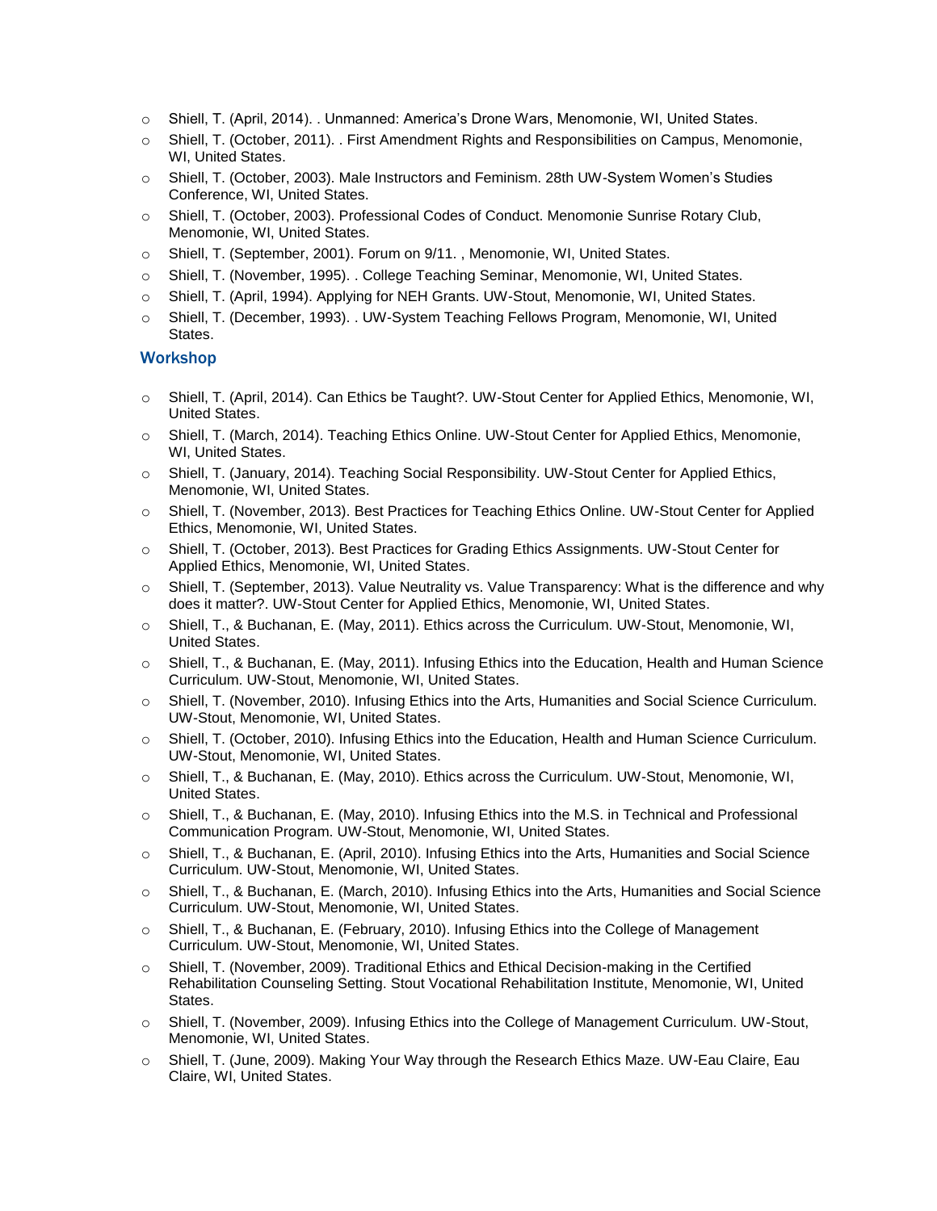- Shiell, T. (April, 2014). . Unmanned: America's Drone Wars, Menomonie, WI, United States.
- Shiell, T. (October, 2011). . First Amendment Rights and Responsibilities on Campus, Menomonie, WI, United States.
- Shiell, T. (October, 2003). Male Instructors and Feminism. 28th UW-System Women's Studies Conference, WI, United States.
- Shiell, T. (October, 2003). Professional Codes of Conduct. Menomonie Sunrise Rotary Club, Menomonie, WI, United States.
- Shiell, T. (September, 2001). Forum on 9/11. , Menomonie, WI, United States.
- Shiell, T. (November, 1995). . College Teaching Seminar, Menomonie, WI, United States.
- Shiell, T. (April, 1994). Applying for NEH Grants. UW-Stout, Menomonie, WI, United States.
- Shiell, T. (December, 1993). . UW-System Teaching Fellows Program, Menomonie, WI, United States.

### Workshop

- Shiell, T. (April, 2014). Can Ethics be Taught?. UW-Stout Center for Applied Ethics, Menomonie, WI, United States.
- Shiell, T. (March, 2014). Teaching Ethics Online. UW-Stout Center for Applied Ethics, Menomonie, WI, United States.
- Shiell, T. (January, 2014). Teaching Social Responsibility. UW-Stout Center for Applied Ethics, Menomonie, WI, United States.
- Shiell, T. (November, 2013). Best Practices for Teaching Ethics Online. UW-Stout Center for Applied Ethics, Menomonie, WI, United States.
- Shiell, T. (October, 2013). Best Practices for Grading Ethics Assignments. UW-Stout Center for Applied Ethics, Menomonie, WI, United States.
- Shiell, T. (September, 2013). Value Neutrality vs. Value Transparency: What is the difference and why does it matter?. UW-Stout Center for Applied Ethics, Menomonie, WI, United States.
- Shiell, T., & Buchanan, E. (May, 2011). Ethics across the Curriculum. UW-Stout, Menomonie, WI, United States.
- Shiell, T., & Buchanan, E. (May, 2011). Infusing Ethics into the Education, Health and Human Science Curriculum. UW-Stout, Menomonie, WI, United States.
- Shiell, T. (November, 2010). Infusing Ethics into the Arts, Humanities and Social Science Curriculum. UW-Stout, Menomonie, WI, United States.
- Shiell, T. (October, 2010). Infusing Ethics into the Education, Health and Human Science Curriculum. UW-Stout, Menomonie, WI, United States.
- Shiell, T., & Buchanan, E. (May, 2010). Ethics across the Curriculum. UW-Stout, Menomonie, WI, United States.
- Shiell, T., & Buchanan, E. (May, 2010). Infusing Ethics into the M.S. in Technical and Professional Communication Program. UW-Stout, Menomonie, WI, United States.
- Shiell, T., & Buchanan, E. (April, 2010). Infusing Ethics into the Arts, Humanities and Social Science Curriculum. UW-Stout, Menomonie, WI, United States.
- Shiell, T., & Buchanan, E. (March, 2010). Infusing Ethics into the Arts, Humanities and Social Science Curriculum. UW-Stout, Menomonie, WI, United States.
- Shiell, T., & Buchanan, E. (February, 2010). Infusing Ethics into the College of Management Curriculum. UW-Stout, Menomonie, WI, United States.
- Shiell, T. (November, 2009). Traditional Ethics and Ethical Decision-making in the Certified Rehabilitation Counseling Setting. Stout Vocational Rehabilitation Institute, Menomonie, WI, United States.
- Shiell, T. (November, 2009). Infusing Ethics into the College of Management Curriculum. UW-Stout, Menomonie, WI, United States.
- Shiell, T. (June, 2009). Making Your Way through the Research Ethics Maze. UW-Eau Claire, Eau Claire, WI, United States.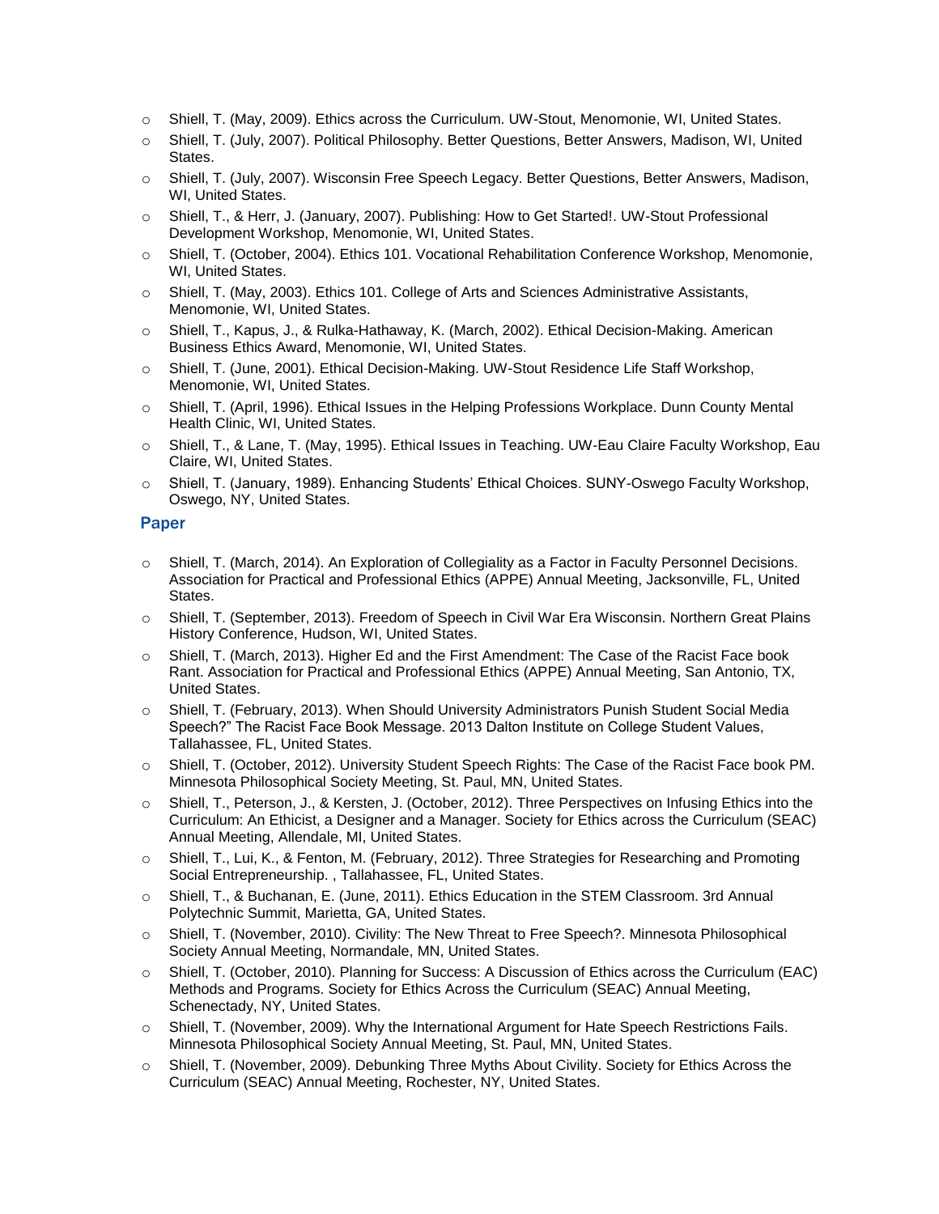- Shiell, T. (May, 2009). Ethics across the Curriculum. UW-Stout, Menomonie, WI, United States.
- Shiell, T. (July, 2007). Political Philosophy. Better Questions, Better Answers, Madison, WI, United States.
- Shiell, T. (July, 2007). Wisconsin Free Speech Legacy. Better Questions, Better Answers, Madison, WI, United States.
- Shiell, T., & Herr, J. (January, 2007). Publishing: How to Get Started!. UW-Stout Professional Development Workshop, Menomonie, WI, United States.
- Shiell, T. (October, 2004). Ethics 101. Vocational Rehabilitation Conference Workshop, Menomonie, WI, United States.
- Shiell, T. (May, 2003). Ethics 101. College of Arts and Sciences Administrative Assistants, Menomonie, WI, United States.
- Shiell, T., Kapus, J., & Rulka-Hathaway, K. (March, 2002). Ethical Decision-Making. American Business Ethics Award, Menomonie, WI, United States.
- Shiell, T. (June, 2001). Ethical Decision-Making. UW-Stout Residence Life Staff Workshop, Menomonie, WI, United States.
- Shiell, T. (April, 1996). Ethical Issues in the Helping Professions Workplace. Dunn County Mental Health Clinic, WI, United States.
- Shiell, T., & Lane, T. (May, 1995). Ethical Issues in Teaching. UW-Eau Claire Faculty Workshop, Eau Claire, WI, United States.
- Shiell, T. (January, 1989). Enhancing Students' Ethical Choices. SUNY-Oswego Faculty Workshop, Oswego, NY, United States.

### Paper

- Shiell, T. (March, 2014). An Exploration of Collegiality as a Factor in Faculty Personnel Decisions. Association for Practical and Professional Ethics (APPE) Annual Meeting, Jacksonville, FL, United States.
- Shiell, T. (September, 2013). Freedom of Speech in Civil War Era Wisconsin. Northern Great Plains History Conference, Hudson, WI, United States.
- Shiell, T. (March, 2013). Higher Ed and the First Amendment: The Case of the Racist Face book Rant. Association for Practical and Professional Ethics (APPE) Annual Meeting, San Antonio, TX, United States.
- Shiell, T. (February, 2013). When Should University Administrators Punish Student Social Media Speech?" The Racist Face Book Message. 2013 Dalton Institute on College Student Values, Tallahassee, FL, United States.
- Shiell, T. (October, 2012). University Student Speech Rights: The Case of the Racist Face book PM. Minnesota Philosophical Society Meeting, St. Paul, MN, United States.
- Shiell, T., Peterson, J., & Kersten, J. (October, 2012). Three Perspectives on Infusing Ethics into the Curriculum: An Ethicist, a Designer and a Manager. Society for Ethics across the Curriculum (SEAC) Annual Meeting, Allendale, MI, United States.
- Shiell, T., Lui, K., & Fenton, M. (February, 2012). Three Strategies for Researching and Promoting Social Entrepreneurship. , Tallahassee, FL, United States.
- Shiell, T., & Buchanan, E. (June, 2011). Ethics Education in the STEM Classroom. 3rd Annual Polytechnic Summit, Marietta, GA, United States.
- Shiell, T. (November, 2010). Civility: The New Threat to Free Speech?. Minnesota Philosophical Society Annual Meeting, Normandale, MN, United States.
- Shiell, T. (October, 2010). Planning for Success: A Discussion of Ethics across the Curriculum (EAC) Methods and Programs. Society for Ethics Across the Curriculum (SEAC) Annual Meeting, Schenectady, NY, United States.
- Shiell, T. (November, 2009). Why the International Argument for Hate Speech Restrictions Fails. Minnesota Philosophical Society Annual Meeting, St. Paul, MN, United States.
- Shiell, T. (November, 2009). Debunking Three Myths About Civility. Society for Ethics Across the Curriculum (SEAC) Annual Meeting, Rochester, NY, United States.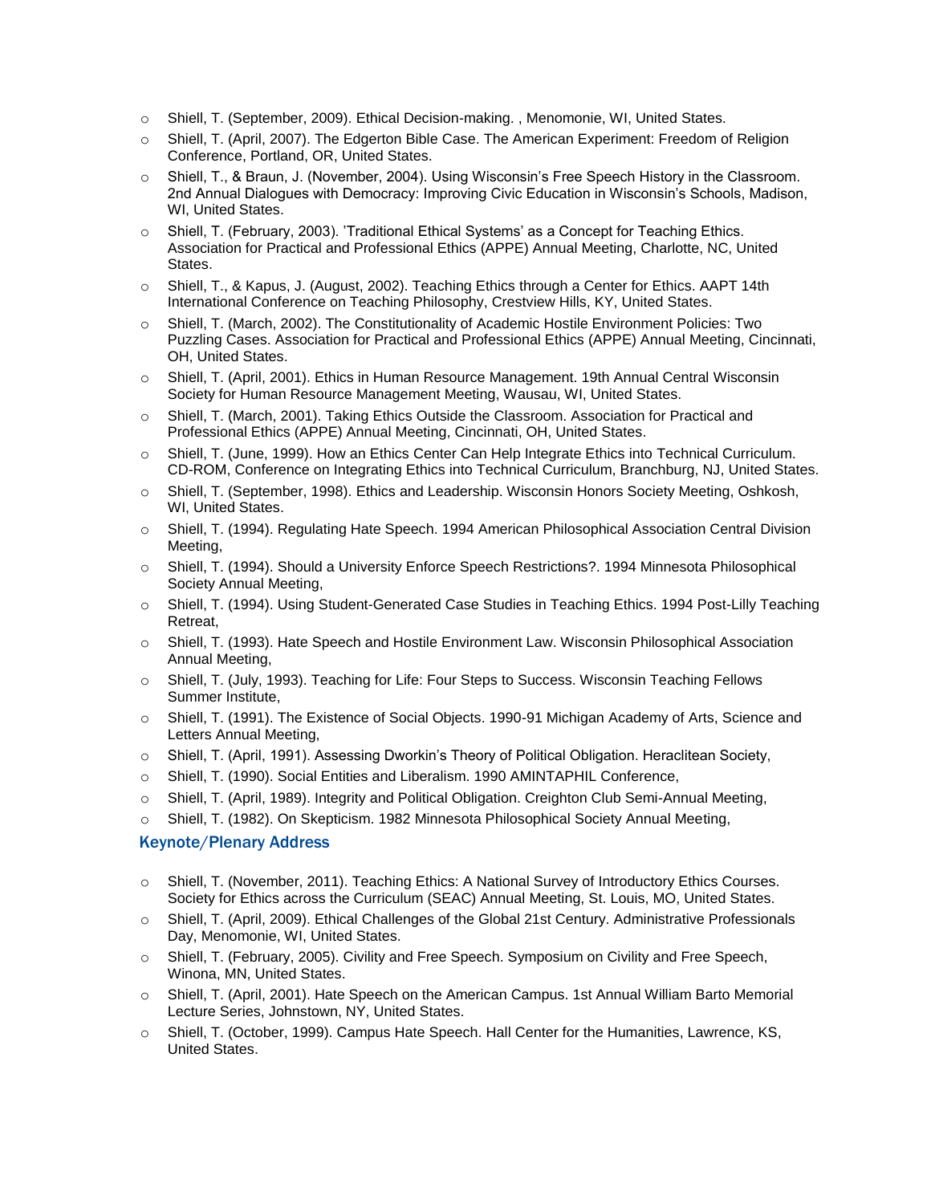- Shiell, T. (September, 2009). Ethical Decision-making. , Menomonie, WI, United States.
- Shiell, T. (April, 2007). The Edgerton Bible Case. The American Experiment: Freedom of Religion Conference, Portland, OR, United States.
- Shiell, T., & Braun, J. (November, 2004). Using Wisconsin's Free Speech History in the Classroom. 2nd Annual Dialogues with Democracy: Improving Civic Education in Wisconsin's Schools, Madison, WI, United States.
- Shiell, T. (February, 2003). 'Traditional Ethical Systems' as a Concept for Teaching Ethics. Association for Practical and Professional Ethics (APPE) Annual Meeting, Charlotte, NC, United States.
- Shiell, T., & Kapus, J. (August, 2002). Teaching Ethics through a Center for Ethics. AAPT 14th International Conference on Teaching Philosophy, Crestview Hills, KY, United States.
- Shiell, T. (March, 2002). The Constitutionality of Academic Hostile Environment Policies: Two Puzzling Cases. Association for Practical and Professional Ethics (APPE) Annual Meeting, Cincinnati, OH, United States.
- Shiell, T. (April, 2001). Ethics in Human Resource Management. 19th Annual Central Wisconsin Society for Human Resource Management Meeting, Wausau, WI, United States.
- Shiell, T. (March, 2001). Taking Ethics Outside the Classroom. Association for Practical and Professional Ethics (APPE) Annual Meeting, Cincinnati, OH, United States.
- Shiell, T. (June, 1999). How an Ethics Center Can Help Integrate Ethics into Technical Curriculum. CD-ROM, Conference on Integrating Ethics into Technical Curriculum, Branchburg, NJ, United States.
- Shiell, T. (September, 1998). Ethics and Leadership. Wisconsin Honors Society Meeting, Oshkosh, WI, United States.
- Shiell, T. (1994). Regulating Hate Speech. 1994 American Philosophical Association Central Division Meeting,
- Shiell, T. (1994). Should a University Enforce Speech Restrictions?. 1994 Minnesota Philosophical Society Annual Meeting,
- Shiell, T. (1994). Using Student-Generated Case Studies in Teaching Ethics. 1994 Post-Lilly Teaching Retreat,
- Shiell, T. (1993). Hate Speech and Hostile Environment Law. Wisconsin Philosophical Association Annual Meeting,
- Shiell, T. (July, 1993). Teaching for Life: Four Steps to Success. Wisconsin Teaching Fellows Summer Institute,
- Shiell, T. (1991). The Existence of Social Objects. 1990-91 Michigan Academy of Arts, Science and Letters Annual Meeting,
- Shiell, T. (April, 1991). Assessing Dworkin's Theory of Political Obligation. Heraclitean Society,
- Shiell, T. (1990). Social Entities and Liberalism. 1990 AMINTAPHIL Conference,
- Shiell, T. (April, 1989). Integrity and Political Obligation. Creighton Club Semi-Annual Meeting,
- Shiell, T. (1982). On Skepticism. 1982 Minnesota Philosophical Society Annual Meeting,

### Keynote/Plenary Address

- Shiell, T. (November, 2011). Teaching Ethics: A National Survey of Introductory Ethics Courses. Society for Ethics across the Curriculum (SEAC) Annual Meeting, St. Louis, MO, United States.
- Shiell, T. (April, 2009). Ethical Challenges of the Global 21st Century. Administrative Professionals Day, Menomonie, WI, United States.
- Shiell, T. (February, 2005). Civility and Free Speech. Symposium on Civility and Free Speech, Winona, MN, United States.
- Shiell, T. (April, 2001). Hate Speech on the American Campus. 1st Annual William Barto Memorial Lecture Series, Johnstown, NY, United States.
- Shiell, T. (October, 1999). Campus Hate Speech. Hall Center for the Humanities, Lawrence, KS, United States.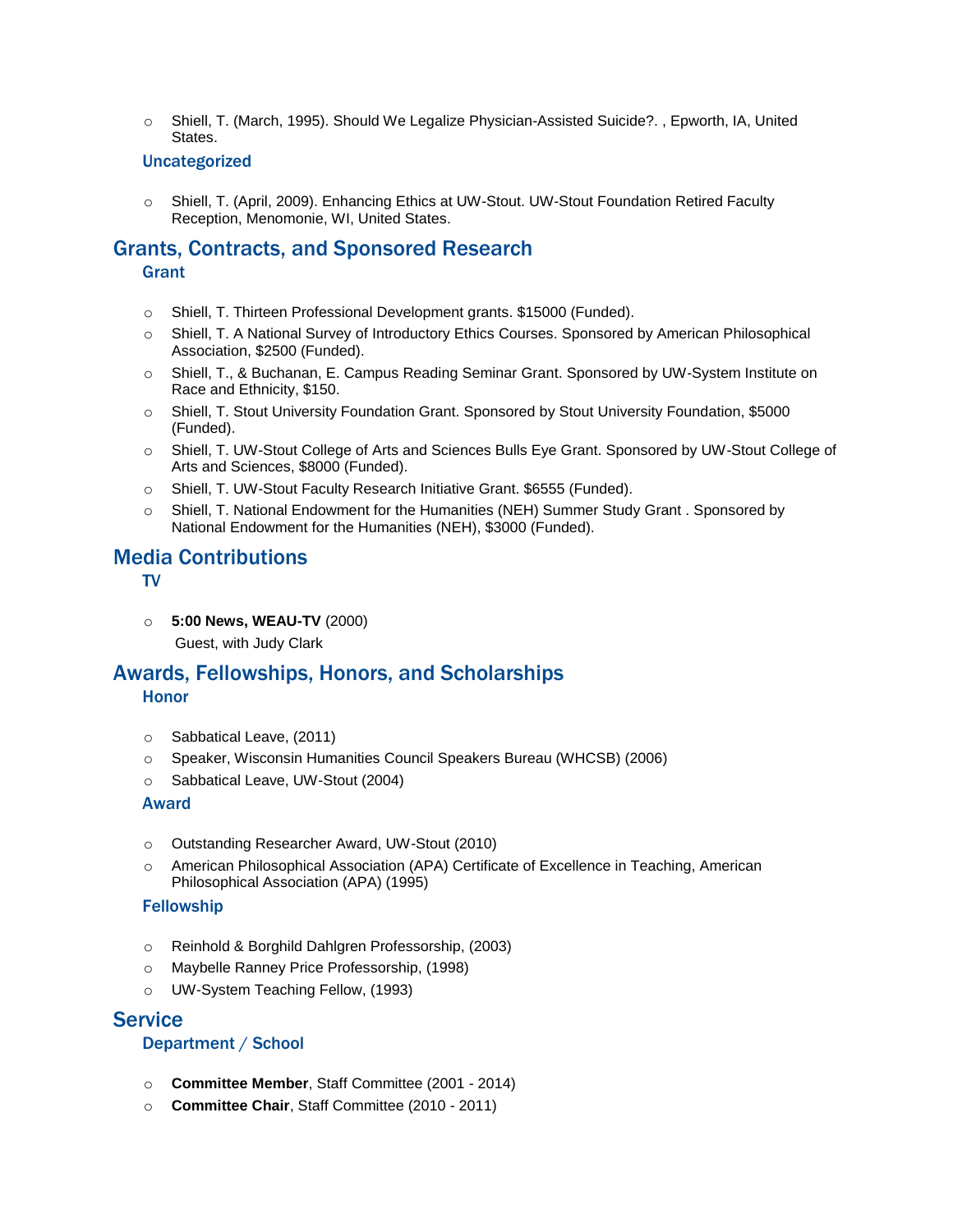- Shiell, T. (March, 1995). Should We Legalize Physician-Assisted Suicide?. , Epworth, IA, United States.

### Uncategorized

- Shiell, T. (April, 2009). Enhancing Ethics at UW-Stout. UW-Stout Foundation Retired Faculty Reception, Menomonie, WI, United States.

## Grants, Contracts, and Sponsored Research

### Grant

- Shiell, T. Thirteen Professional Development grants. $15000 (Funded).
- Shiell, T. A National Survey of Introductory Ethics Courses. Sponsored by American Philosophical Association, $2500 (Funded).
- Shiell, T., & Buchanan, E. Campus Reading Seminar Grant. Sponsored by UW-System Institute on Race and Ethnicity, $150.
- Shiell, T. Stout University Foundation Grant. Sponsored by Stout University Foundation, $5000 (Funded).
- Shiell, T. UW-Stout College of Arts and Sciences Bulls Eye Grant. Sponsored by UW-Stout College of Arts and Sciences, $8000 (Funded).
- Shiell, T. UW-Stout Faculty Research Initiative Grant. $6555 (Funded).
- Shiell, T. National Endowment for the Humanities (NEH) Summer Study Grant . Sponsored by National Endowment for the Humanities (NEH), $3000 (Funded).

## Media Contributions

### TV

- **5:00 News, WEAU-TV** (2000)
  Guest, with Judy Clark

## Awards, Fellowships, Honors, and Scholarships

### Honor

- Sabbatical Leave, (2011)
- Speaker, Wisconsin Humanities Council Speakers Bureau (WHCSB) (2006)
- Sabbatical Leave, UW-Stout (2004)

### Award

- Outstanding Researcher Award, UW-Stout (2010)
- American Philosophical Association (APA) Certificate of Excellence in Teaching, American Philosophical Association (APA) (1995)

### Fellowship

- Reinhold & Borghild Dahlgren Professorship, (2003)
- Maybelle Ranney Price Professorship, (1998)
- UW-System Teaching Fellow, (1993)

## Service

### Department / School

- **Committee Member**, Staff Committee (2001 - 2014)
- **Committee Chair**, Staff Committee (2010 - 2011)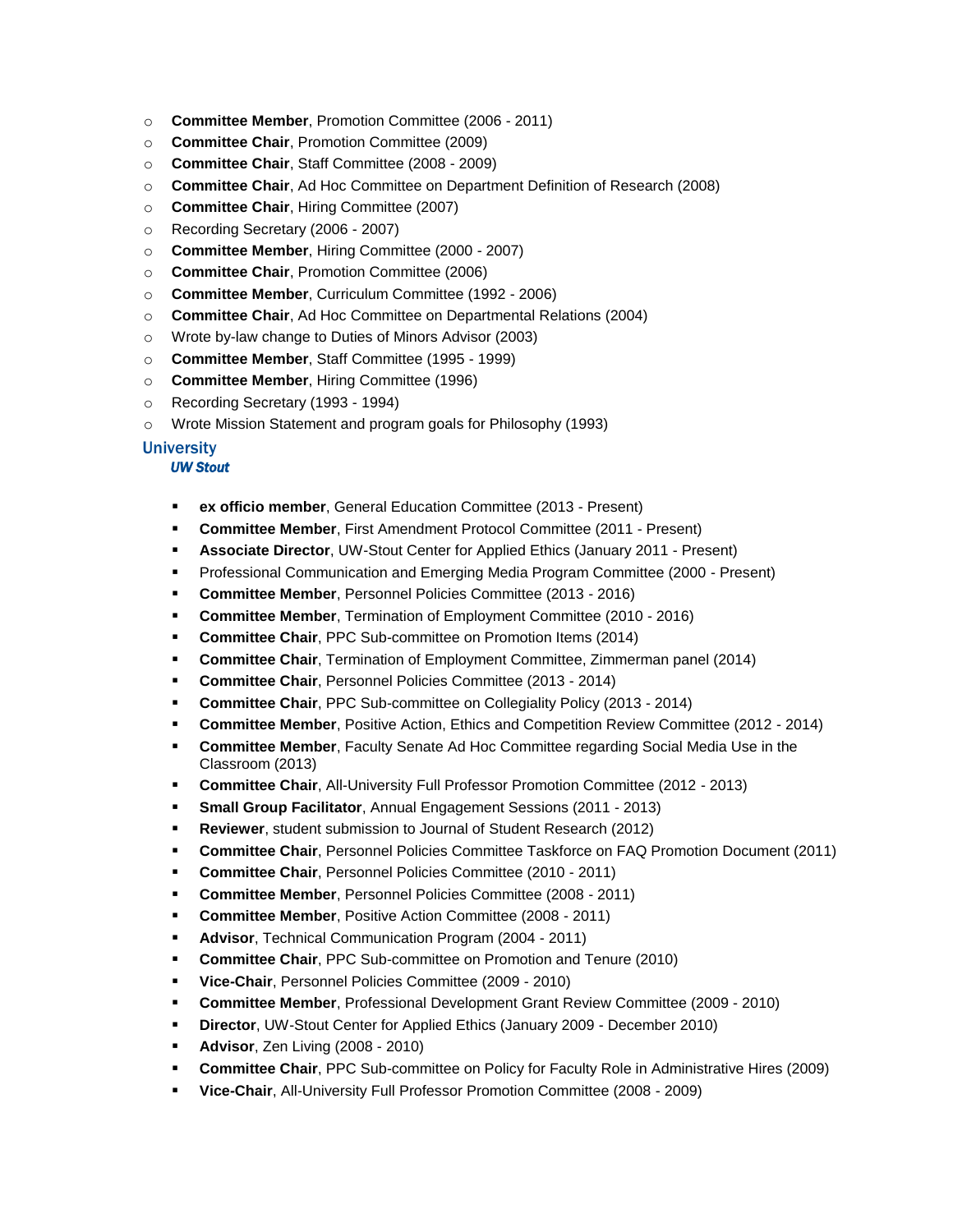- **Committee Member**, Promotion Committee (2006 - 2011)
- **Committee Chair**, Promotion Committee (2009)
- **Committee Chair**, Staff Committee (2008 - 2009)
- **Committee Chair**, Ad Hoc Committee on Department Definition of Research (2008)
- **Committee Chair**, Hiring Committee (2007)
- Recording Secretary (2006 - 2007)
- **Committee Member**, Hiring Committee (2000 - 2007)
- **Committee Chair**, Promotion Committee (2006)
- **Committee Member**, Curriculum Committee (1992 - 2006)
- **Committee Chair**, Ad Hoc Committee on Departmental Relations (2004)
- Wrote by-law change to Duties of Minors Advisor (2003)
- **Committee Member**, Staff Committee (1995 - 1999)
- **Committee Member**, Hiring Committee (1996)
- Recording Secretary (1993 - 1994)
- Wrote Mission Statement and program goals for Philosophy (1993)

### University

#### *UW Stout*

- **ex officio member**, General Education Committee (2013 - Present)
- **Committee Member**, First Amendment Protocol Committee (2011 - Present)
- **Associate Director**, UW-Stout Center for Applied Ethics (January 2011 - Present)
- Professional Communication and Emerging Media Program Committee (2000 - Present)
- **Committee Member**, Personnel Policies Committee (2013 - 2016)
- **Committee Member**, Termination of Employment Committee (2010 - 2016)
- **Committee Chair**, PPC Sub-committee on Promotion Items (2014)
- **Committee Chair**, Termination of Employment Committee, Zimmerman panel (2014)
- **Committee Chair**, Personnel Policies Committee (2013 - 2014)
- **Committee Chair**, PPC Sub-committee on Collegiality Policy (2013 - 2014)
- **Committee Member**, Positive Action, Ethics and Competition Review Committee (2012 - 2014)
- **Committee Member**, Faculty Senate Ad Hoc Committee regarding Social Media Use in the Classroom (2013)
- **Committee Chair**, All-University Full Professor Promotion Committee (2012 - 2013)
- **Small Group Facilitator**, Annual Engagement Sessions (2011 - 2013)
- **Reviewer**, student submission to Journal of Student Research (2012)
- **Committee Chair**, Personnel Policies Committee Taskforce on FAQ Promotion Document (2011)
- **Committee Chair**, Personnel Policies Committee (2010 - 2011)
- **Committee Member**, Personnel Policies Committee (2008 - 2011)
- **Committee Member**, Positive Action Committee (2008 - 2011)
- **Advisor**, Technical Communication Program (2004 - 2011)
- **Committee Chair**, PPC Sub-committee on Promotion and Tenure (2010)
- **Vice-Chair**, Personnel Policies Committee (2009 - 2010)
- **Committee Member**, Professional Development Grant Review Committee (2009 - 2010)
- **Director**, UW-Stout Center for Applied Ethics (January 2009 - December 2010)
- **Advisor**, Zen Living (2008 - 2010)
- **Committee Chair**, PPC Sub-committee on Policy for Faculty Role in Administrative Hires (2009)
- **Vice-Chair**, All-University Full Professor Promotion Committee (2008 - 2009)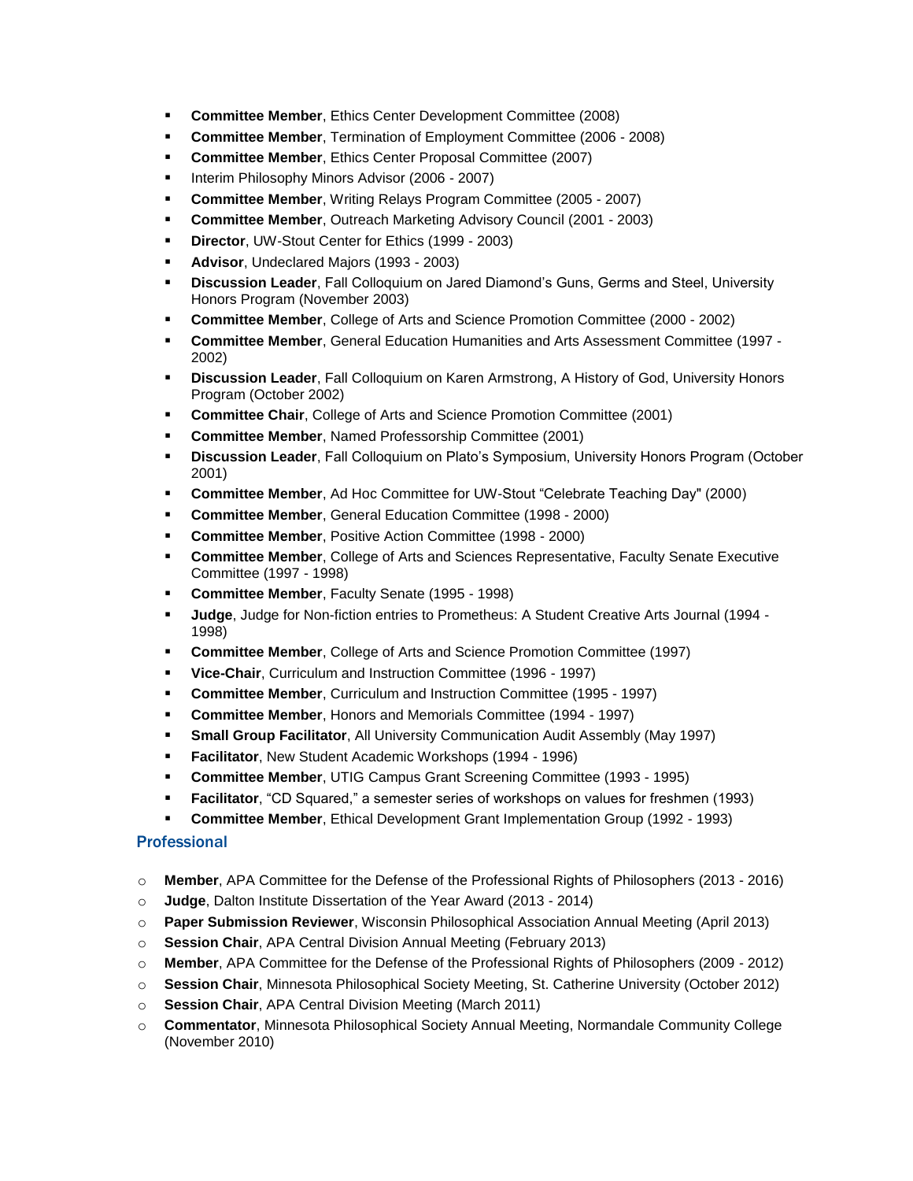- **Committee Member**, Ethics Center Development Committee (2008)
- **Committee Member**, Termination of Employment Committee (2006 - 2008)
- **Committee Member**, Ethics Center Proposal Committee (2007)
- Interim Philosophy Minors Advisor (2006 - 2007)
- **Committee Member**, Writing Relays Program Committee (2005 - 2007)
- **Committee Member**, Outreach Marketing Advisory Council (2001 - 2003)
- **Director**, UW-Stout Center for Ethics (1999 - 2003)
- **Advisor**, Undeclared Majors (1993 - 2003)
- **Discussion Leader**, Fall Colloquium on Jared Diamond's Guns, Germs and Steel, University Honors Program (November 2003)
- **Committee Member**, College of Arts and Science Promotion Committee (2000 - 2002)
- **Committee Member**, General Education Humanities and Arts Assessment Committee (1997 - 2002)
- **Discussion Leader**, Fall Colloquium on Karen Armstrong, A History of God, University Honors Program (October 2002)
- **Committee Chair**, College of Arts and Science Promotion Committee (2001)
- **Committee Member**, Named Professorship Committee (2001)
- **Discussion Leader**, Fall Colloquium on Plato's Symposium, University Honors Program (October 2001)
- **Committee Member**, Ad Hoc Committee for UW-Stout "Celebrate Teaching Day" (2000)
- **Committee Member**, General Education Committee (1998 - 2000)
- **Committee Member**, Positive Action Committee (1998 - 2000)
- **Committee Member**, College of Arts and Sciences Representative, Faculty Senate Executive Committee (1997 - 1998)
- **Committee Member**, Faculty Senate (1995 - 1998)
- **Judge**, Judge for Non-fiction entries to Prometheus: A Student Creative Arts Journal (1994 - 1998)
- **Committee Member**, College of Arts and Science Promotion Committee (1997)
- **Vice-Chair**, Curriculum and Instruction Committee (1996 - 1997)
- **Committee Member**, Curriculum and Instruction Committee (1995 - 1997)
- **Committee Member**, Honors and Memorials Committee (1994 - 1997)
- **Small Group Facilitator**, All University Communication Audit Assembly (May 1997)
- **Facilitator**, New Student Academic Workshops (1994 - 1996)
- **Committee Member**, UTIG Campus Grant Screening Committee (1993 - 1995)
- **Facilitator**, "CD Squared," a semester series of workshops on values for freshmen (1993)
- **Committee Member**, Ethical Development Grant Implementation Group (1992 - 1993)

### Professional

- **Member**, APA Committee for the Defense of the Professional Rights of Philosophers (2013 - 2016)
- **Judge**, Dalton Institute Dissertation of the Year Award (2013 - 2014)
- **Paper Submission Reviewer**, Wisconsin Philosophical Association Annual Meeting (April 2013)
- **Session Chair**, APA Central Division Annual Meeting (February 2013)
- **Member**, APA Committee for the Defense of the Professional Rights of Philosophers (2009 - 2012)
- **Session Chair**, Minnesota Philosophical Society Meeting, St. Catherine University (October 2012)
- **Session Chair**, APA Central Division Meeting (March 2011)
- **Commentator**, Minnesota Philosophical Society Annual Meeting, Normandale Community College (November 2010)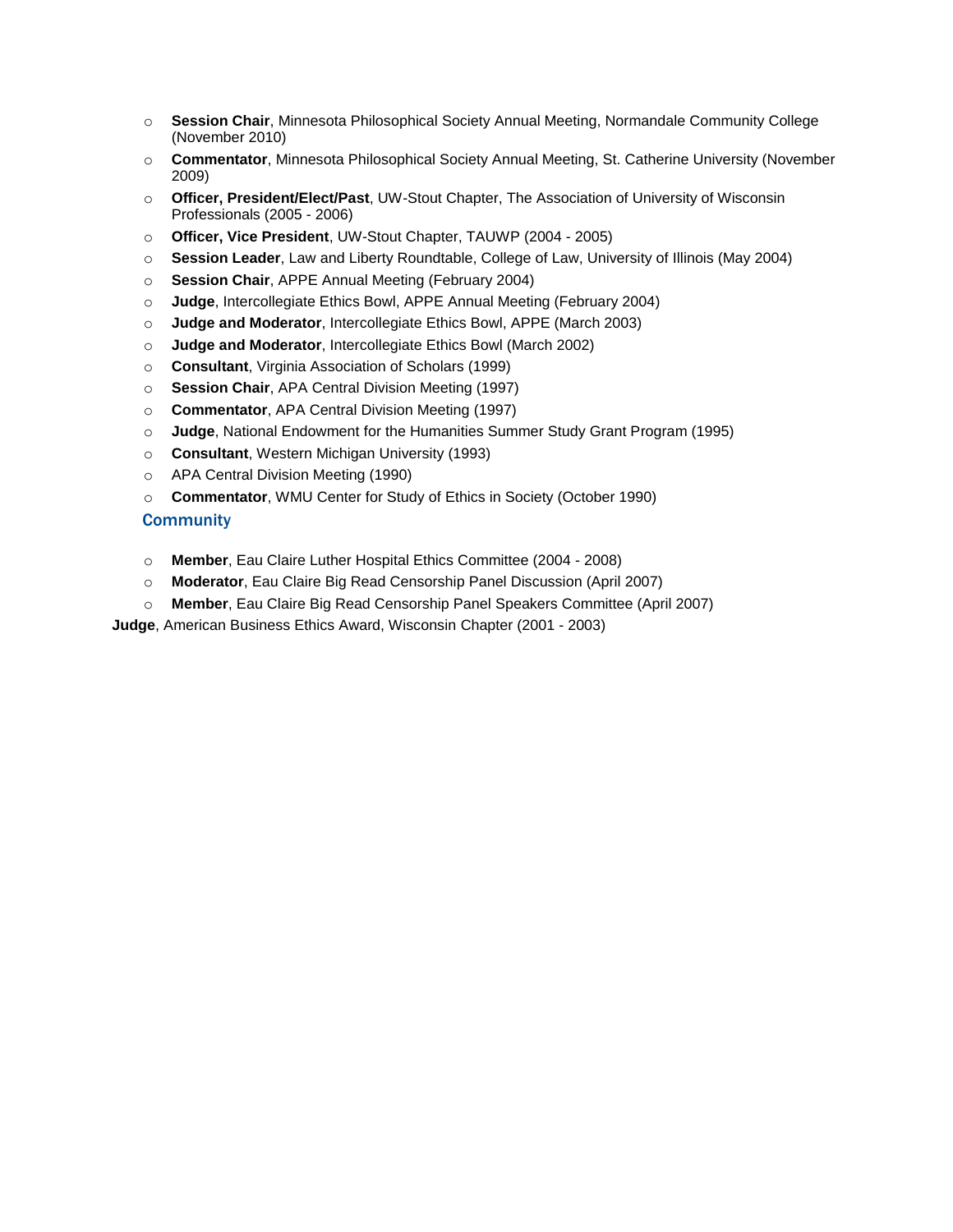- **Session Chair**, Minnesota Philosophical Society Annual Meeting, Normandale Community College (November 2010)
- **Commentator**, Minnesota Philosophical Society Annual Meeting, St. Catherine University (November 2009)
- **Officer, President/Elect/Past**, UW-Stout Chapter, The Association of University of Wisconsin Professionals (2005 - 2006)
- **Officer, Vice President**, UW-Stout Chapter, TAUWP (2004 - 2005)
- **Session Leader**, Law and Liberty Roundtable, College of Law, University of Illinois (May 2004)
- **Session Chair**, APPE Annual Meeting (February 2004)
- **Judge**, Intercollegiate Ethics Bowl, APPE Annual Meeting (February 2004)
- **Judge and Moderator**, Intercollegiate Ethics Bowl, APPE (March 2003)
- **Judge and Moderator**, Intercollegiate Ethics Bowl (March 2002)
- **Consultant**, Virginia Association of Scholars (1999)
- **Session Chair**, APA Central Division Meeting (1997)
- **Commentator**, APA Central Division Meeting (1997)
- **Judge**, National Endowment for the Humanities Summer Study Grant Program (1995)
- **Consultant**, Western Michigan University (1993)
- APA Central Division Meeting (1990)
- **Commentator**, WMU Center for Study of Ethics in Society (October 1990)

### Community

- **Member**, Eau Claire Luther Hospital Ethics Committee (2004 - 2008)
- **Moderator**, Eau Claire Big Read Censorship Panel Discussion (April 2007)
- **Member**, Eau Claire Big Read Censorship Panel Speakers Committee (April 2007)

**Judge**, American Business Ethics Award, Wisconsin Chapter (2001 - 2003)